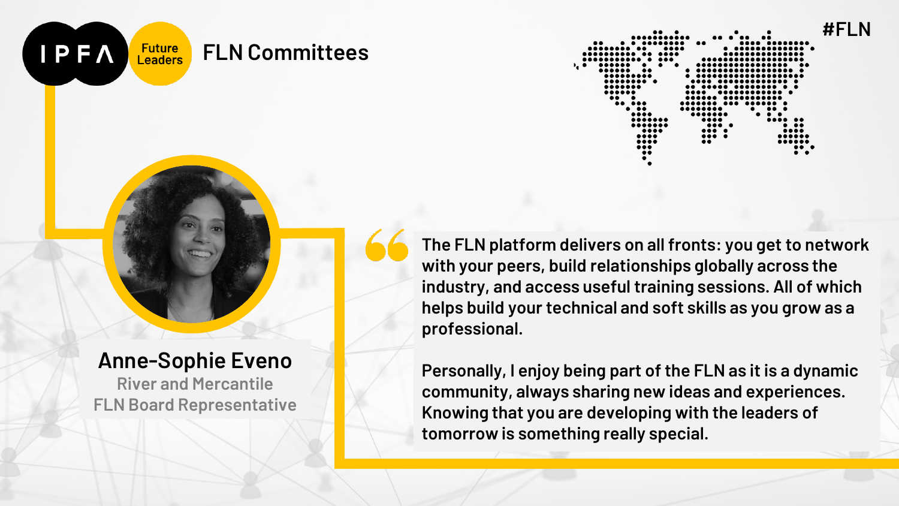IPFA Future Leaders

# FLN Committees

#FLN

> The FLN platform delivers on all fronts: you get to network with your peers, build relationships globally across the industry, and access useful training sessions. All of which helps build your technical and soft skills as you grow as a professional.
>
> Personally, I enjoy being part of the FLN as it is a dynamic community, always sharing new ideas and experiences. Knowing that you are developing with the leaders of tomorrow is something really special.

**Anne-Sophie Eveno**
River and Mercantile
FLN Board Representative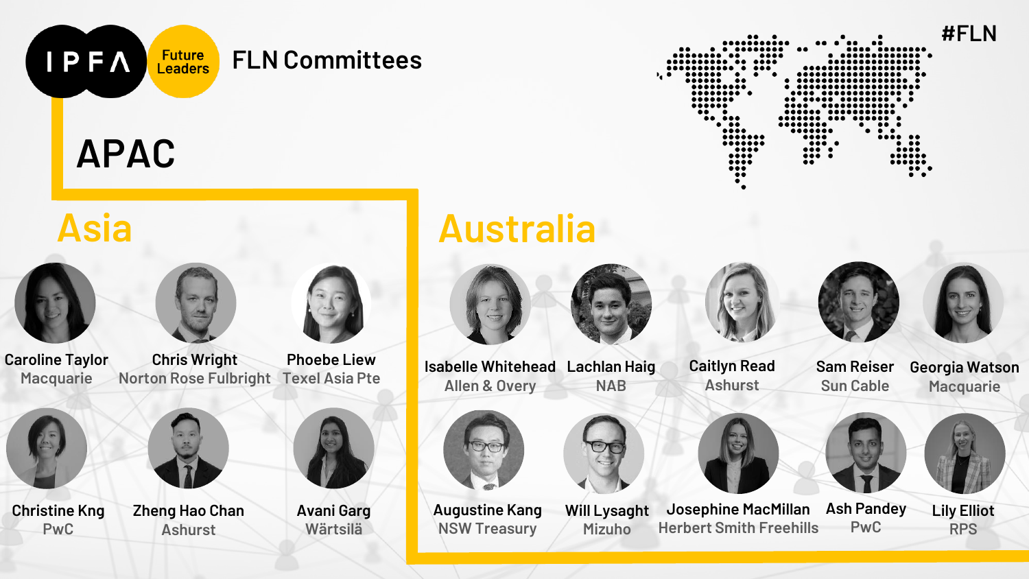# IPFA Future Leaders — FLN Committees

#FLN

## APAC

### Asia

- **Caroline Taylor** — Macquarie
- **Chris Wright** — Norton Rose Fulbright
- **Phoebe Liew** — Texel Asia Pte
- **Christine Kng** — PwC
- **Zheng Hao Chan** — Ashurst
- **Avani Garg** — Wärtsilä

### Australia

- **Isabelle Whitehead** — Allen & Overy
- **Lachlan Haig** — NAB
- **Caitlyn Read** — Ashurst
- **Sam Reiser** — Sun Cable
- **Georgia Watson** — Macquarie
- **Augustine Kang** — NSW Treasury
- **Will Lysaght** — Mizuho
- **Josephine MacMillan** — Herbert Smith Freehills
- **Ash Pandey** — PwC
- **Lily Elliot** — RPS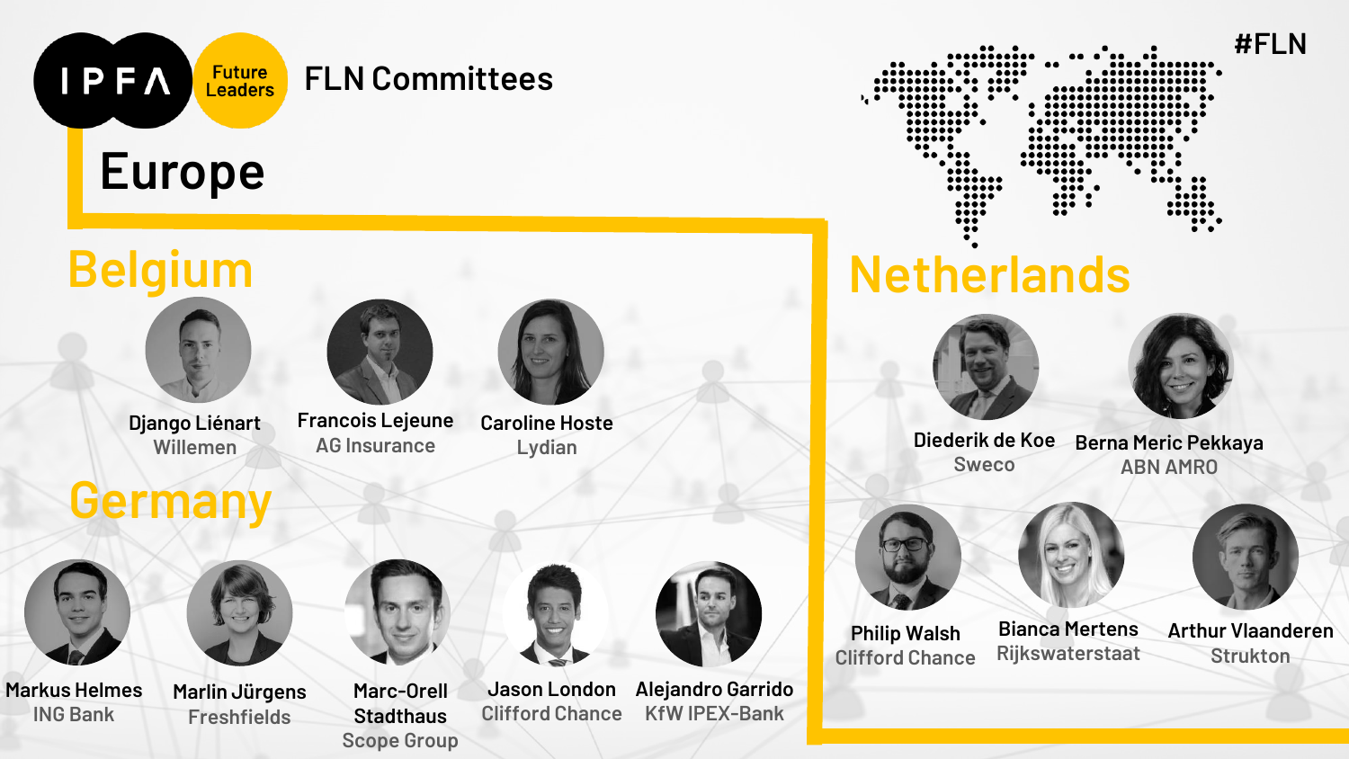IPFA Future Leaders

# FLN Committees

#FLN

## Europe

### Belgium

- **Django Liénart** – Willemen
- **Francois Lejeune** – AG Insurance
- **Caroline Hoste** – Lydian

### Germany

- **Markus Helmes** – ING Bank
- **Marlin Jürgens** – Freshfields
- **Marc-Orell Stadthaus** – Scope Group
- **Jason London** – Clifford Chance
- **Alejandro Garrido** – KfW IPEX-Bank

### Netherlands

- **Diederik de Koe** – Sweco
- **Berna Meric Pekkaya** – ABN AMRO
- **Philip Walsh** – Clifford Chance
- **Bianca Mertens** – Rijkswaterstaat
- **Arthur Vlaanderen** – Strukton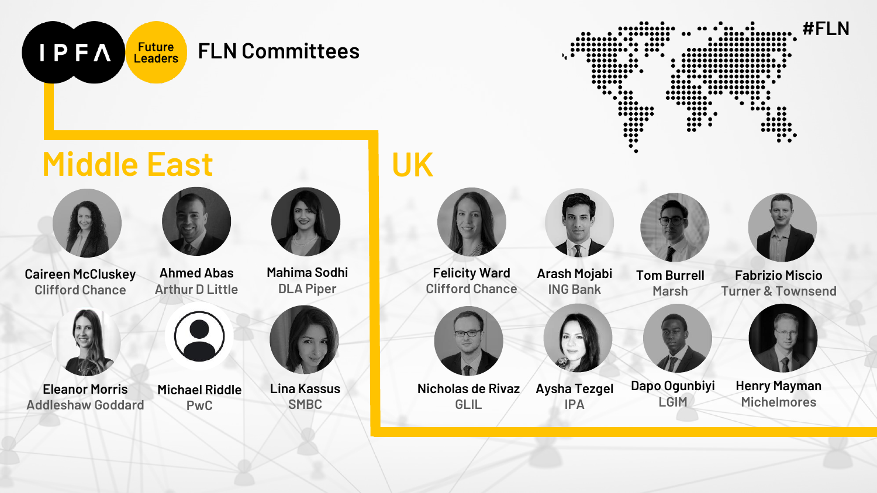IPFA Future Leaders

# FLN Committees

#FLN

## Middle East

**Caireen McCluskey**
Clifford Chance

**Ahmed Abas**
Arthur D Little

**Mahima Sodhi**
DLA Piper

**Eleanor Morris**
Addleshaw Goddard

**Michael Riddle**
PwC

**Lina Kassus**
SMBC

## UK

**Felicity Ward**
Clifford Chance

**Arash Mojabi**
ING Bank

**Tom Burrell**
Marsh

**Fabrizio Miscio**
Turner & Townsend

**Nicholas de Rivaz**
GLIL

**Aysha Tezgel**
IPA

**Dapo Ogunbiyi**
LGIM

**Henry Mayman**
Michelmores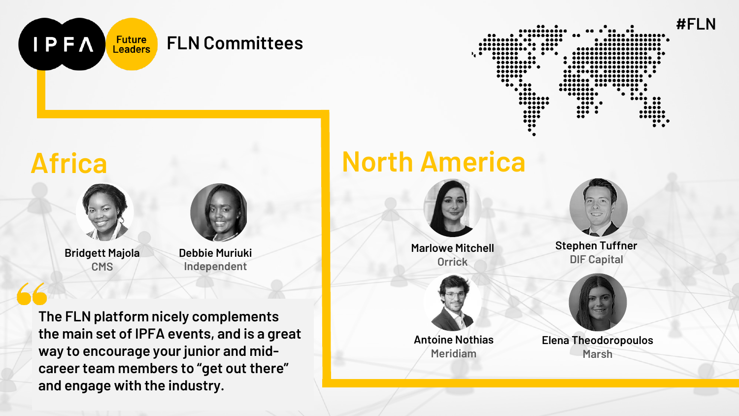IPFA Future Leaders

# FLN Committees

#FLN

## Africa

**Bridgett Majola**
CMS

**Debbie Muriuki**
Independent

> The FLN platform nicely complements the main set of IPFA events, and is a great way to encourage your junior and mid-career team members to "get out there" and engage with the industry.

## North America

**Marlowe Mitchell**
Orrick

**Stephen Tuffner**
DIF Capital

**Antoine Nothias**
Meridiam

**Elena Theodoropoulos**
Marsh